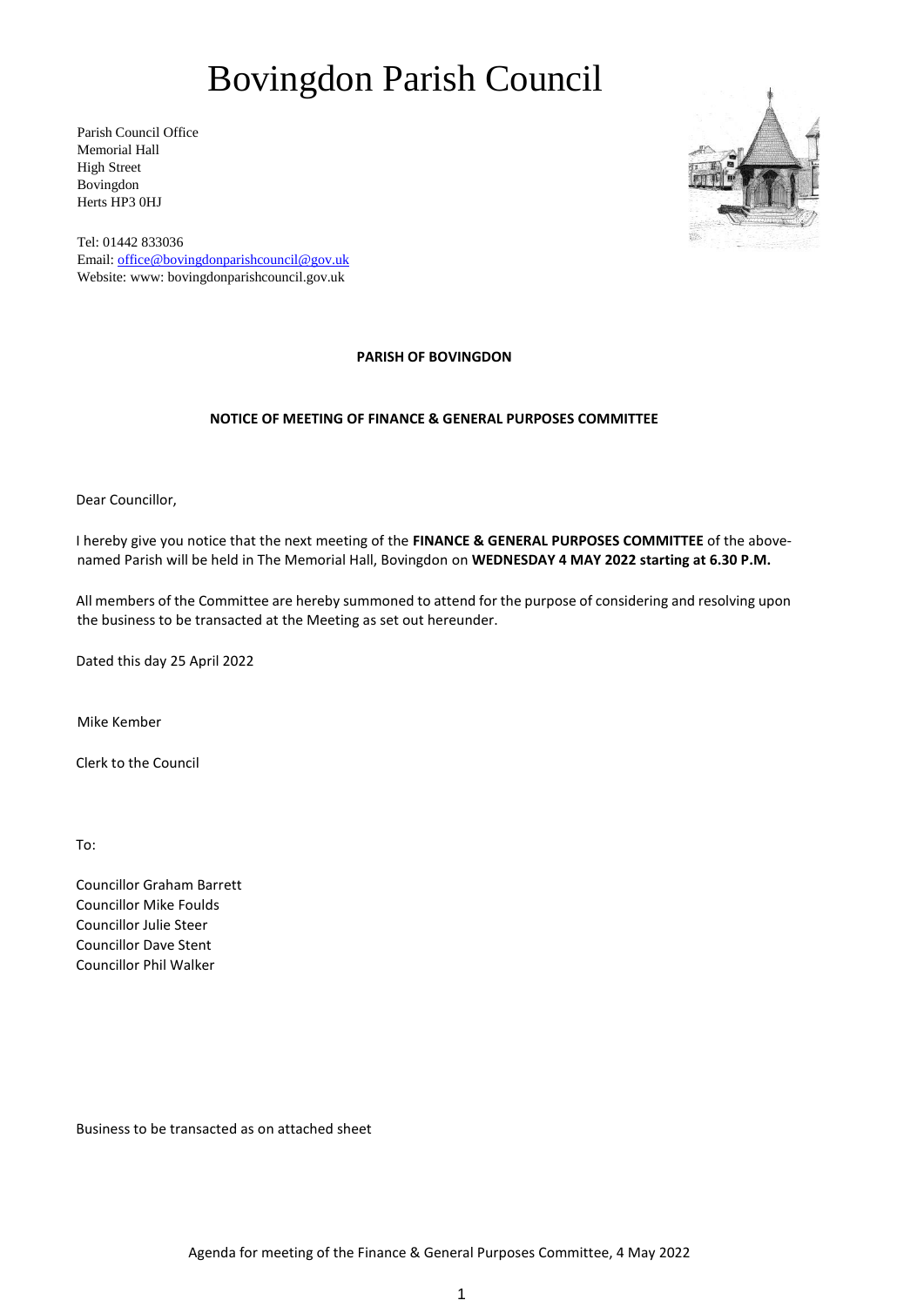# Bovingdon Parish Council

Parish Council Office
Memorial Hall
High Street
Bovingdon
Herts HP3 0HJ

Tel: 01442 833036
Email: office@bovingdonparishcouncil@gov.uk
Website: www: bovingdonparishcouncil.gov.uk

**PARISH OF BOVINGDON**

**NOTICE OF MEETING OF FINANCE & GENERAL PURPOSES COMMITTEE**

Dear Councillor,

I hereby give you notice that the next meeting of the **FINANCE & GENERAL PURPOSES COMMITTEE** of the above-named Parish will be held in The Memorial Hall, Bovingdon on **WEDNESDAY 4 MAY 2022 starting at 6.30 P.M.**

All members of the Committee are hereby summoned to attend for the purpose of considering and resolving upon the business to be transacted at the Meeting as set out hereunder.

Dated this day 25 April 2022

Mike Kember

Clerk to the Council

To:

Councillor Graham Barrett
Councillor Mike Foulds
Councillor Julie Steer
Councillor Dave Stent
Councillor Phil Walker

Business to be transacted as on attached sheet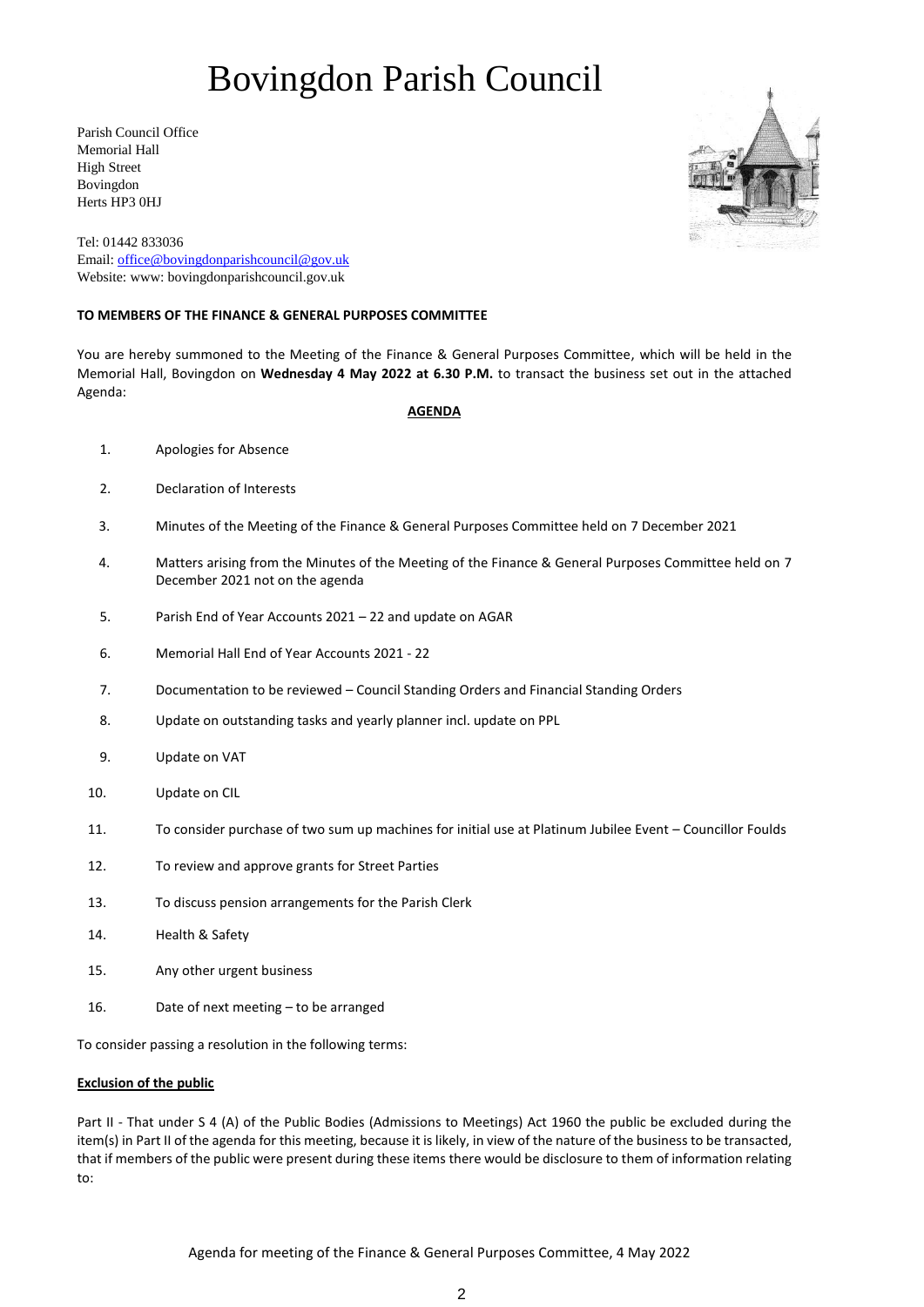# Bovingdon Parish Council

Parish Council Office
Memorial Hall
High Street
Bovingdon
Herts HP3 0HJ

Tel: 01442 833036
Email: office@bovingdonparishcouncil@gov.uk
Website: www: bovingdonparishcouncil.gov.uk

**TO MEMBERS OF THE FINANCE & GENERAL PURPOSES COMMITTEE**

You are hereby summoned to the Meeting of the Finance & General Purposes Committee, which will be held in the Memorial Hall, Bovingdon on **Wednesday 4 May 2022 at 6.30 P.M.** to transact the business set out in the attached Agenda:

**AGENDA**

1. Apologies for Absence
2. Declaration of Interests
3. Minutes of the Meeting of the Finance & General Purposes Committee held on 7 December 2021
4. Matters arising from the Minutes of the Meeting of the Finance & General Purposes Committee held on 7 December 2021 not on the agenda
5. Parish End of Year Accounts 2021 – 22 and update on AGAR
6. Memorial Hall End of Year Accounts 2021 - 22
7. Documentation to be reviewed – Council Standing Orders and Financial Standing Orders
8. Update on outstanding tasks and yearly planner incl. update on PPL
9. Update on VAT
10. Update on CIL
11. To consider purchase of two sum up machines for initial use at Platinum Jubilee Event – Councillor Foulds
12. To review and approve grants for Street Parties
13. To discuss pension arrangements for the Parish Clerk
14. Health & Safety
15. Any other urgent business
16. Date of next meeting – to be arranged

To consider passing a resolution in the following terms:

**Exclusion of the public**

Part II - That under S 4 (A) of the Public Bodies (Admissions to Meetings) Act 1960 the public be excluded during the item(s) in Part II of the agenda for this meeting, because it is likely, in view of the nature of the business to be transacted, that if members of the public were present during these items there would be disclosure to them of information relating to: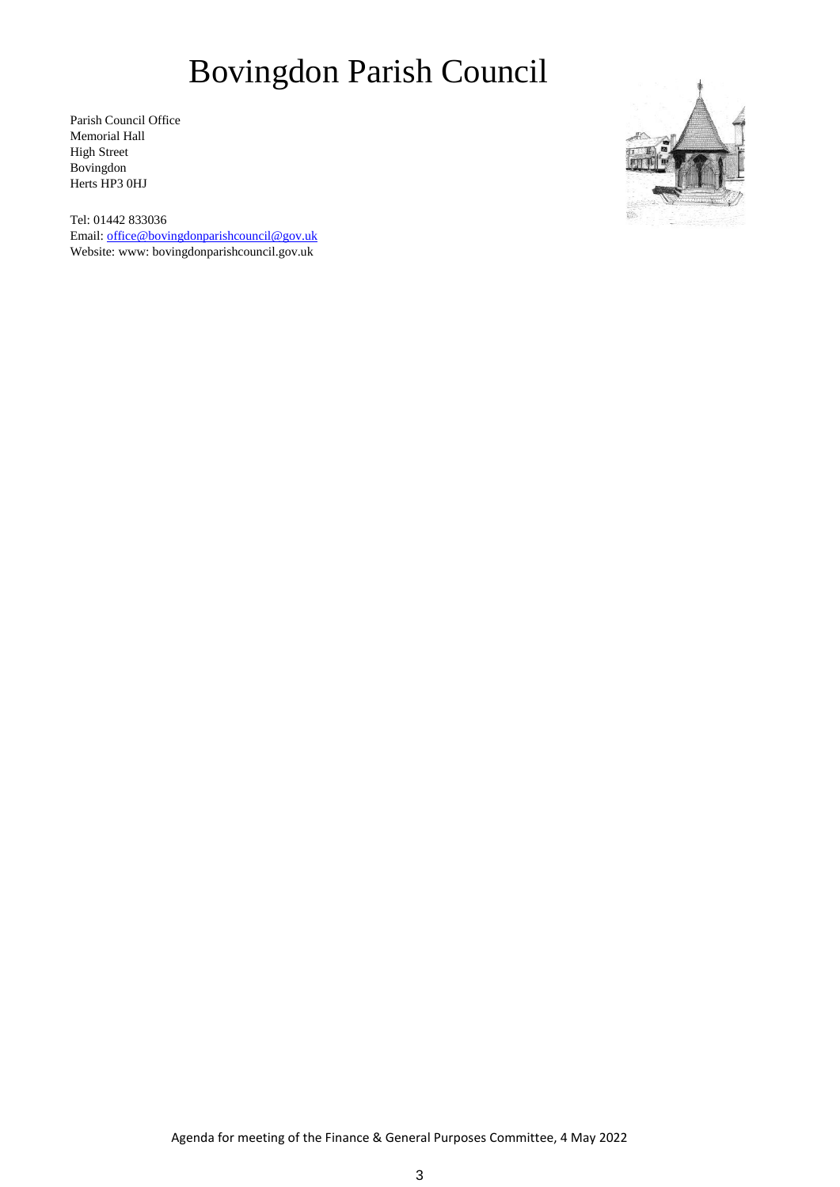# Bovingdon Parish Council

Parish Council Office
Memorial Hall
High Street
Bovingdon
Herts HP3 0HJ

Tel: 01442 833036
Email: office@bovingdonparishcouncil@gov.uk
Website: www: bovingdonparishcouncil.gov.uk

Agenda for meeting of the Finance & General Purposes Committee, 4 May 2022